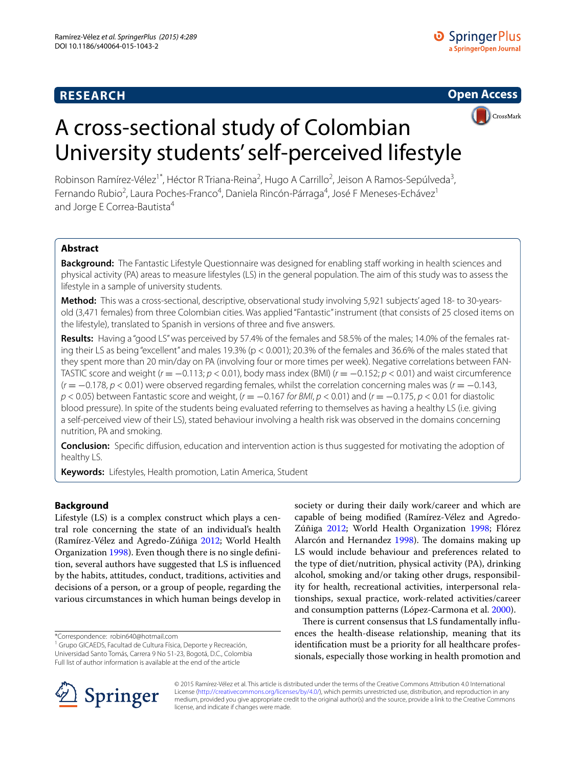# A cross-sectional study of Colombian University students' self-perceived lifestyle

Robinson Ramírez-Vélez[1*], Héctor R Triana-Reina[2], Hugo A Carrillo[2], Jeison A Ramos-Sepúlveda[3], Fernando Rubio[2], Laura Poches-Franco[4], Daniela Rincón-Párraga[4], José F Meneses-Echávez[1] and Jorge E Correa-Bautista[4]

## Abstract

**Background:** The Fantastic Lifestyle Questionnaire was designed for enabling staff working in health sciences and physical activity (PA) areas to measure lifestyles (LS) in the general population. The aim of this study was to assess the lifestyle in a sample of university students.

**Method:** This was a cross-sectional, descriptive, observational study involving 5,921 subjects' aged 18- to 30-years-old (3,471 females) from three Colombian cities. Was applied "Fantastic" instrument (that consists of 25 closed items on the lifestyle), translated to Spanish in versions of three and five answers.

**Results:** Having a "good LS" was perceived by 57.4% of the females and 58.5% of the males; 14.0% of the females rating their LS as being "excellent" and males 19.3% ($p < 0.001$); 20.3% of the females and 36.6% of the males stated that they spent more than 20 min/day on PA (involving four or more times per week). Negative correlations between FANTASTIC score and weight ($r = -0.113$; $p < 0.01$), body mass index (BMI) ($r = -0.152$; $p < 0.01$) and waist circumference ($r = -0.178$, $p < 0.01$) were observed regarding females, whilst the correlation concerning males was ($r = -0.143$, $p < 0.05$) between Fantastic score and weight, ($r = -0.167$ *for BMI*, $p < 0.01$) and ($r = -0.175$, $p < 0.01$ for diastolic blood pressure). In spite of the students being evaluated referring to themselves as having a healthy LS (i.e. giving a self-perceived view of their LS), stated behaviour involving a health risk was observed in the domains concerning nutrition, PA and smoking.

**Conclusion:** Specific diffusion, education and intervention action is thus suggested for motivating the adoption of healthy LS.

**Keywords:** Lifestyles, Health promotion, Latin America, Student

## Background

Lifestyle (LS) is a complex construct which plays a central role concerning the state of an individual's health (Ramírez-Vélez and Agredo-Zúñiga 2012; World Health Organization 1998). Even though there is no single definition, several authors have suggested that LS is influenced by the habits, attitudes, conduct, traditions, activities and decisions of a person, or a group of people, regarding the various circumstances in which human beings develop in society or during their daily work/career and which are capable of being modified (Ramírez-Vélez and Agredo-Zúñiga 2012; World Health Organization 1998; Flórez Alarcón and Hernandez 1998). The domains making up LS would include behaviour and preferences related to the type of diet/nutrition, physical activity (PA), drinking alcohol, smoking and/or taking other drugs, responsibility for health, recreational activities, interpersonal relationships, sexual practice, work-related activities/career and consumption patterns (López-Carmona et al. 2000).

There is current consensus that LS fundamentally influences the health-disease relationship, meaning that its identification must be a priority for all healthcare professionals, especially those working in health promotion and

*Correspondence: robin640@hotmail.com
[1] Grupo GICAEDS, Facultad de Cultura Física, Deporte y Recreación, Universidad Santo Tomás, Carrera 9 No 51-23, Bogotá, D.C., Colombia
Full list of author information is available at the end of the article

© 2015 Ramírez-Vélez et al. This article is distributed under the terms of the Creative Commons Attribution 4.0 International License (http://creativecommons.org/licenses/by/4.0/), which permits unrestricted use, distribution, and reproduction in any medium, provided you give appropriate credit to the original author(s) and the source, provide a link to the Creative Commons license, and indicate if changes were made.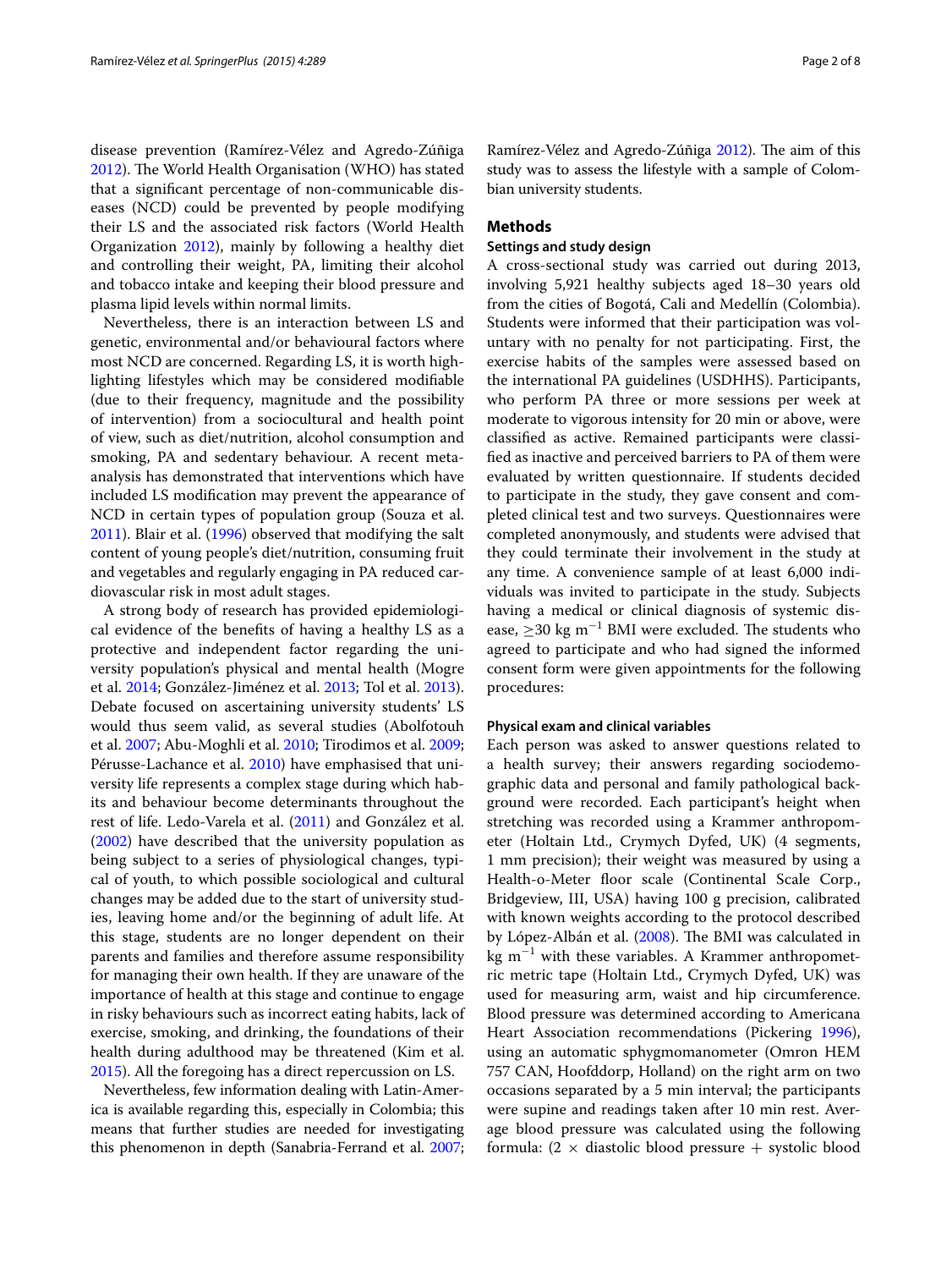disease prevention (Ramírez-Vélez and Agredo-Zúñiga 2012). The World Health Organisation (WHO) has stated that a significant percentage of non-communicable diseases (NCD) could be prevented by people modifying their LS and the associated risk factors (World Health Organization 2012), mainly by following a healthy diet and controlling their weight, PA, limiting their alcohol and tobacco intake and keeping their blood pressure and plasma lipid levels within normal limits.

Nevertheless, there is an interaction between LS and genetic, environmental and/or behavioural factors where most NCD are concerned. Regarding LS, it is worth highlighting lifestyles which may be considered modifiable (due to their frequency, magnitude and the possibility of intervention) from a sociocultural and health point of view, such as diet/nutrition, alcohol consumption and smoking, PA and sedentary behaviour. A recent meta-analysis has demonstrated that interventions which have included LS modification may prevent the appearance of NCD in certain types of population group (Souza et al. 2011). Blair et al. (1996) observed that modifying the salt content of young people's diet/nutrition, consuming fruit and vegetables and regularly engaging in PA reduced cardiovascular risk in most adult stages.

A strong body of research has provided epidemiological evidence of the benefits of having a healthy LS as a protective and independent factor regarding the university population's physical and mental health (Mogre et al. 2014; González-Jiménez et al. 2013; Tol et al. 2013). Debate focused on ascertaining university students' LS would thus seem valid, as several studies (Abolfotouh et al. 2007; Abu-Moghli et al. 2010; Tirodimos et al. 2009; Pérusse-Lachance et al. 2010) have emphasised that university life represents a complex stage during which habits and behaviour become determinants throughout the rest of life. Ledo-Varela et al. (2011) and González et al. (2002) have described that the university population as being subject to a series of physiological changes, typical of youth, to which possible sociological and cultural changes may be added due to the start of university studies, leaving home and/or the beginning of adult life. At this stage, students are no longer dependent on their parents and families and therefore assume responsibility for managing their own health. If they are unaware of the importance of health at this stage and continue to engage in risky behaviours such as incorrect eating habits, lack of exercise, smoking, and drinking, the foundations of their health during adulthood may be threatened (Kim et al. 2015). All the foregoing has a direct repercussion on LS.

Nevertheless, few information dealing with Latin-America is available regarding this, especially in Colombia; this means that further studies are needed for investigating this phenomenon in depth (Sanabria-Ferrand et al. 2007; Ramírez-Vélez and Agredo-Zúñiga 2012). The aim of this study was to assess the lifestyle with a sample of Colombian university students.

## Methods

### Settings and study design

A cross-sectional study was carried out during 2013, involving 5,921 healthy subjects aged 18–30 years old from the cities of Bogotá, Cali and Medellín (Colombia). Students were informed that their participation was voluntary with no penalty for not participating. First, the exercise habits of the samples were assessed based on the international PA guidelines (USDHHS). Participants, who perform PA three or more sessions per week at moderate to vigorous intensity for 20 min or above, were classified as active. Remained participants were classified as inactive and perceived barriers to PA of them were evaluated by written questionnaire. If students decided to participate in the study, they gave consent and completed clinical test and two surveys. Questionnaires were completed anonymously, and students were advised that they could terminate their involvement in the study at any time. A convenience sample of at least 6,000 individuals was invited to participate in the study. Subjects having a medical or clinical diagnosis of systemic disease, $\geq 30$ kg m$^{-1}$ BMI were excluded. The students who agreed to participate and who had signed the informed consent form were given appointments for the following procedures:

### Physical exam and clinical variables

Each person was asked to answer questions related to a health survey; their answers regarding sociodemographic data and personal and family pathological background were recorded. Each participant's height when stretching was recorded using a Krammer anthropometer (Holtain Ltd., Crymych Dyfed, UK) (4 segments, 1 mm precision); their weight was measured by using a Health-o-Meter floor scale (Continental Scale Corp., Bridgeview, III, USA) having 100 g precision, calibrated with known weights according to the protocol described by López-Albán et al. (2008). The BMI was calculated in kg m$^{-1}$ with these variables. A Krammer anthropometric metric tape (Holtain Ltd., Crymych Dyfed, UK) was used for measuring arm, waist and hip circumference. Blood pressure was determined according to Americana Heart Association recommendations (Pickering 1996), using an automatic sphygmomanometer (Omron HEM 757 CAN, Hoofddorp, Holland) on the right arm on two occasions separated by a 5 min interval; the participants were supine and readings taken after 10 min rest. Average blood pressure was calculated using the following formula: ($2 \times$ diastolic blood pressure + systolic blood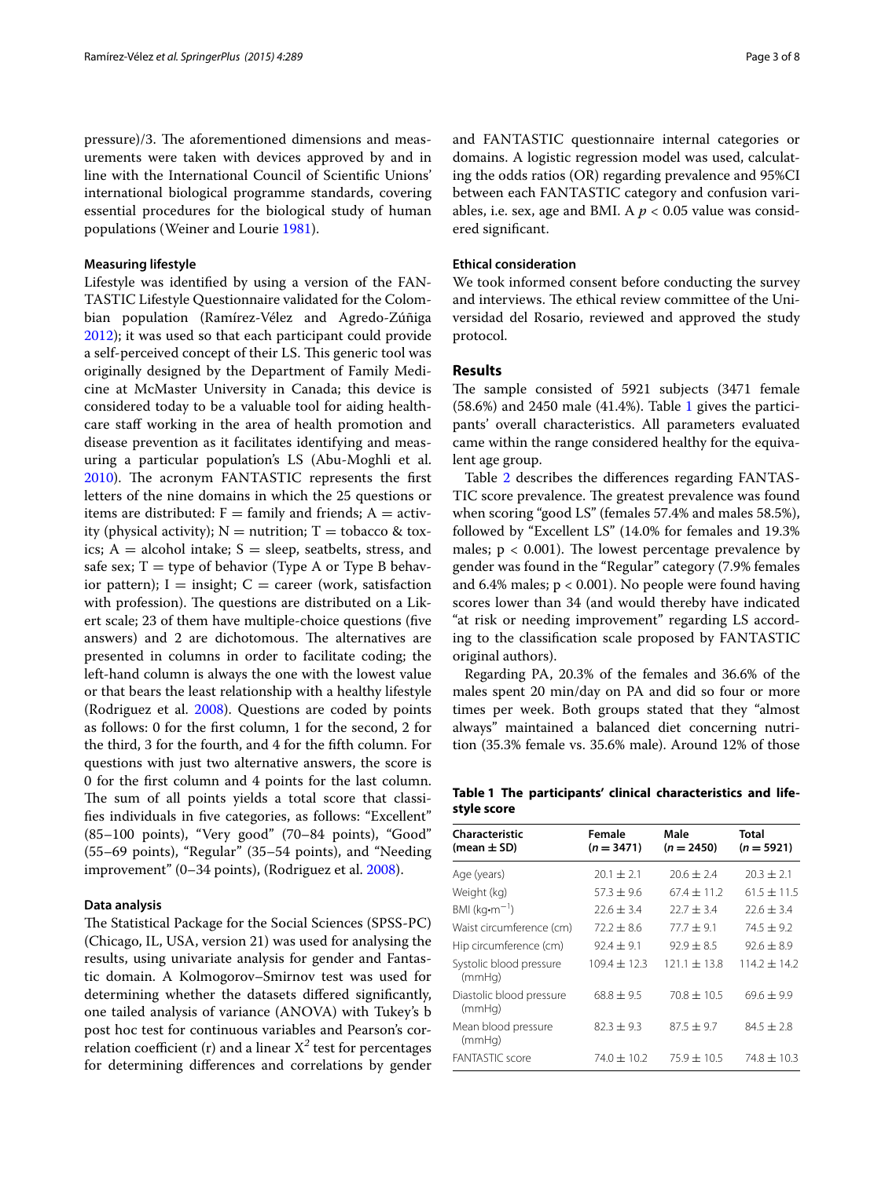pressure)/3. The aforementioned dimensions and measurements were taken with devices approved by and in line with the International Council of Scientific Unions' international biological programme standards, covering essential procedures for the biological study of human populations (Weiner and Lourie 1981).

### Measuring lifestyle

Lifestyle was identified by using a version of the FANTASTIC Lifestyle Questionnaire validated for the Colombian population (Ramírez-Vélez and Agredo-Zúñiga 2012); it was used so that each participant could provide a self-perceived concept of their LS. This generic tool was originally designed by the Department of Family Medicine at McMaster University in Canada; this device is considered today to be a valuable tool for aiding healthcare staff working in the area of health promotion and disease prevention as it facilitates identifying and measuring a particular population's LS (Abu-Moghli et al. 2010). The acronym FANTASTIC represents the first letters of the nine domains in which the 25 questions or items are distributed: F = family and friends; A = activity (physical activity); N = nutrition; T = tobacco & toxics; A = alcohol intake; S = sleep, seatbelts, stress, and safe sex; T = type of behavior (Type A or Type B behavior pattern); I = insight; C = career (work, satisfaction with profession). The questions are distributed on a Likert scale; 23 of them have multiple-choice questions (five answers) and 2 are dichotomous. The alternatives are presented in columns in order to facilitate coding; the left-hand column is always the one with the lowest value or that bears the least relationship with a healthy lifestyle (Rodriguez et al. 2008). Questions are coded by points as follows: 0 for the first column, 1 for the second, 2 for the third, 3 for the fourth, and 4 for the fifth column. For questions with just two alternative answers, the score is 0 for the first column and 4 points for the last column. The sum of all points yields a total score that classifies individuals in five categories, as follows: "Excellent" (85–100 points), "Very good" (70–84 points), "Good" (55–69 points), "Regular" (35–54 points), and "Needing improvement" (0–34 points), (Rodriguez et al. 2008).

### Data analysis

The Statistical Package for the Social Sciences (SPSS-PC) (Chicago, IL, USA, version 21) was used for analysing the results, using univariate analysis for gender and Fantastic domain. A Kolmogorov–Smirnov test was used for determining whether the datasets differed significantly, one tailed analysis of variance (ANOVA) with Tukey's b post hoc test for continuous variables and Pearson's correlation coefficient (r) and a linear $X^2$ test for percentages for determining differences and correlations by gender and FANTASTIC questionnaire internal categories or domains. A logistic regression model was used, calculating the odds ratios (OR) regarding prevalence and 95%CI between each FANTASTIC category and confusion variables, i.e. sex, age and BMI. A $p < 0.05$ value was considered significant.

### Ethical consideration

We took informed consent before conducting the survey and interviews. The ethical review committee of the Universidad del Rosario, reviewed and approved the study protocol.

## Results

The sample consisted of 5921 subjects (3471 female (58.6%) and 2450 male (41.4%). Table 1 gives the participants' overall characteristics. All parameters evaluated came within the range considered healthy for the equivalent age group.

Table 2 describes the differences regarding FANTASTIC score prevalence. The greatest prevalence was found when scoring "good LS" (females 57.4% and males 58.5%), followed by "Excellent LS" (14.0% for females and 19.3% males; $p < 0.001$). The lowest percentage prevalence by gender was found in the "Regular" category (7.9% females and 6.4% males; $p < 0.001$). No people were found having scores lower than 34 (and would thereby have indicated "at risk or needing improvement" regarding LS according to the classification scale proposed by FANTASTIC original authors).

Regarding PA, 20.3% of the females and 36.6% of the males spent 20 min/day on PA and did so four or more times per week. Both groups stated that they "almost always" maintained a balanced diet concerning nutrition (35.3% female vs. 35.6% male). Around 12% of those

**Table 1 The participants' clinical characteristics and lifestyle score**

| Characteristic (mean ± SD) | Female ($n = 3471$) | Male ($n = 2450$) | Total ($n = 5921$) |
|---|---|---|---|
| Age (years) | 20.1 ± 2.1 | 20.6 ± 2.4 | 20.3 ± 2.1 |
| Weight (kg) | 57.3 ± 9.6 | 67.4 ± 11.2 | 61.5 ± 11.5 |
| BMI (kg•m$^{-1}$) | 22.6 ± 3.4 | 22.7 ± 3.4 | 22.6 ± 3.4 |
| Waist circumference (cm) | 72.2 ± 8.6 | 77.7 ± 9.1 | 74.5 ± 9.2 |
| Hip circumference (cm) | 92.4 ± 9.1 | 92.9 ± 8.5 | 92.6 ± 8.9 |
| Systolic blood pressure (mmHg) | 109.4 ± 12.3 | 121.1 ± 13.8 | 114.2 ± 14.2 |
| Diastolic blood pressure (mmHg) | 68.8 ± 9.5 | 70.8 ± 10.5 | 69.6 ± 9.9 |
| Mean blood pressure (mmHg) | 82.3 ± 9.3 | 87.5 ± 9.7 | 84.5 ± 2.8 |
| FANTASTIC score | 74.0 ± 10.2 | 75.9 ± 10.5 | 74.8 ± 10.3 |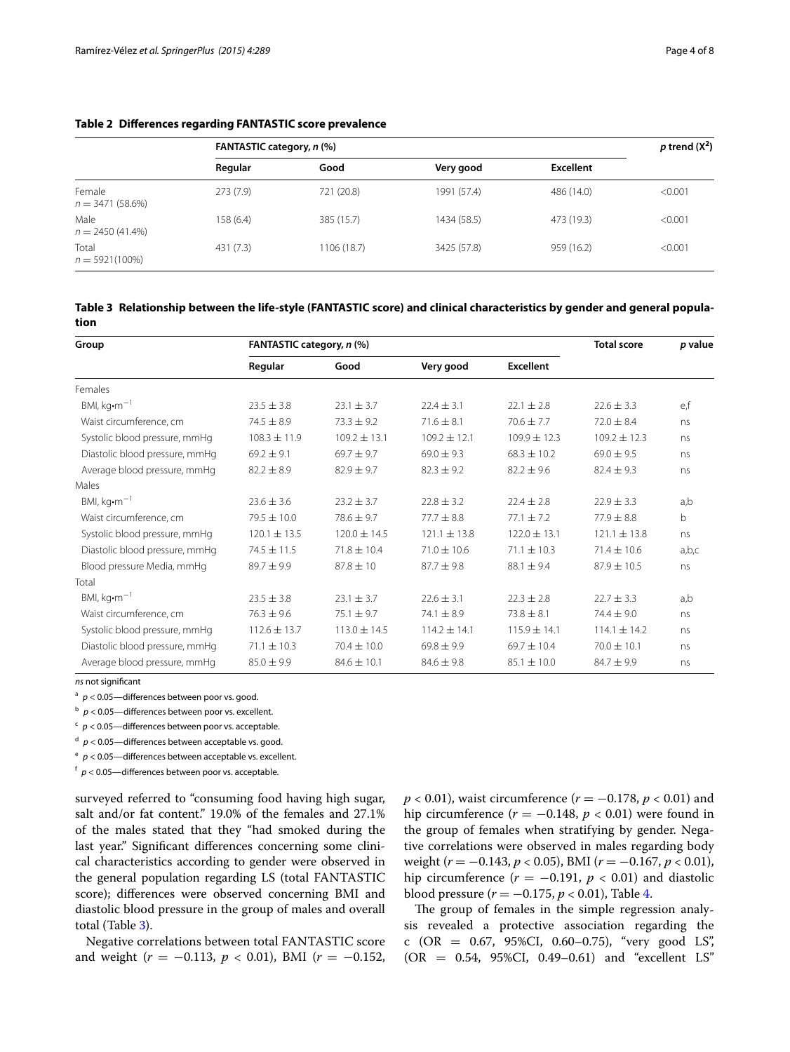**Table 2 Differences regarding FANTASTIC score prevalence**

| | FANTASTIC category, *n* (%) | | | | *p* trend ($X^2$) |
|---|---|---|---|---|---|
| | Regular | Good | Very good | Excellent | |
| Female $n = 3471$ (58.6%) | 273 (7.9) | 721 (20.8) | 1991 (57.4) | 486 (14.0) | <0.001 |
| Male $n = 2450$ (41.4%) | 158 (6.4) | 385 (15.7) | 1434 (58.5) | 473 (19.3) | <0.001 |
| Total $n = 5921$(100%) | 431 (7.3) | 1106 (18.7) | 3425 (57.8) | 959 (16.2) | <0.001 |

**Table 3 Relationship between the life-style (FANTASTIC score) and clinical characteristics by gender and general population**

| Group | FANTASTIC category, *n* (%) | | | | Total score | *p* value |
|---|---|---|---|---|---|---|
| | Regular | Good | Very good | Excellent | | |
| Females | | | | | | |
| BMI, kg•m$^{-1}$ | 23.5 ± 3.8 | 23.1 ± 3.7 | 22.4 ± 3.1 | 22.1 ± 2.8 | 22.6 ± 3.3 | e,f |
| Waist circumference, cm | 74.5 ± 8.9 | 73.3 ± 9.2 | 71.6 ± 8.1 | 70.6 ± 7.7 | 72.0 ± 8.4 | ns |
| Systolic blood pressure, mmHg | 108.3 ± 11.9 | 109.2 ± 13.1 | 109.2 ± 12.1 | 109.9 ± 12.3 | 109.2 ± 12.3 | ns |
| Diastolic blood pressure, mmHg | 69.2 ± 9.1 | 69.7 ± 9.7 | 69.0 ± 9.3 | 68.3 ± 10.2 | 69.0 ± 9.5 | ns |
| Average blood pressure, mmHg | 82.2 ± 8.9 | 82.9 ± 9.7 | 82.3 ± 9.2 | 82.2 ± 9.6 | 82.4 ± 9.3 | ns |
| Males | | | | | | |
| BMI, kg•m$^{-1}$ | 23.6 ± 3.6 | 23.2 ± 3.7 | 22.8 ± 3.2 | 22.4 ± 2.8 | 22.9 ± 3.3 | a,b |
| Waist circumference, cm | 79.5 ± 10.0 | 78.6 ± 9.7 | 77.7 ± 8.8 | 77.1 ± 7.2 | 77.9 ± 8.8 | b |
| Systolic blood pressure, mmHg | 120.1 ± 13.5 | 120.0 ± 14.5 | 121.1 ± 13.8 | 122.0 ± 13.1 | 121.1 ± 13.8 | ns |
| Diastolic blood pressure, mmHg | 74.5 ± 11.5 | 71.8 ± 10.4 | 71.0 ± 10.6 | 71.1 ± 10.3 | 71.4 ± 10.6 | a,b,c |
| Blood pressure Media, mmHg | 89.7 ± 9.9 | 87.8 ± 10 | 87.7 ± 9.8 | 88.1 ± 9.4 | 87.9 ± 10.5 | ns |
| Total | | | | | | |
| BMI, kg•m$^{-1}$ | 23.5 ± 3.8 | 23.1 ± 3.7 | 22.6 ± 3.1 | 22.3 ± 2.8 | 22.7 ± 3.3 | a,b |
| Waist circumference, cm | 76.3 ± 9.6 | 75.1 ± 9.7 | 74.1 ± 8.9 | 73.8 ± 8.1 | 74.4 ± 9.0 | ns |
| Systolic blood pressure, mmHg | 112.6 ± 13.7 | 113.0 ± 14.5 | 114.2 ± 14.1 | 115.9 ± 14.1 | 114.1 ± 14.2 | ns |
| Diastolic blood pressure, mmHg | 71.1 ± 10.3 | 70.4 ± 10.0 | 69.8 ± 9.9 | 69.7 ± 10.4 | 70.0 ± 10.1 | ns |
| Average blood pressure, mmHg | 85.0 ± 9.9 | 84.6 ± 10.1 | 84.6 ± 9.8 | 85.1 ± 10.0 | 84.7 ± 9.9 | ns |

*ns* not significant

[a] $p < 0.05$—differences between poor vs. good.

[b] $p < 0.05$—differences between poor vs. excellent.

[c] $p < 0.05$—differences between poor vs. acceptable.

[d] $p < 0.05$—differences between acceptable vs. good.

[e] $p < 0.05$—differences between acceptable vs. excellent.

[f] $p < 0.05$—differences between poor vs. acceptable.

surveyed referred to "consuming food having high sugar, salt and/or fat content." 19.0% of the females and 27.1% of the males stated that they "had smoked during the last year." Significant differences concerning some clinical characteristics according to gender were observed in the general population regarding LS (total FANTASTIC score); differences were observed concerning BMI and diastolic blood pressure in the group of males and overall total (Table 3).

Negative correlations between total FANTASTIC score and weight ($r = -0.113$, $p < 0.01$), BMI ($r = -0.152$, $p < 0.01$), waist circumference ($r = -0.178$, $p < 0.01$) and hip circumference ($r = -0.148$, $p < 0.01$) were found in the group of females when stratifying by gender. Negative correlations were observed in males regarding body weight ($r = -0.143$, $p < 0.05$), BMI ($r = -0.167$, $p < 0.01$), hip circumference ($r = -0.191$, $p < 0.01$) and diastolic blood pressure ($r = -0.175$, $p < 0.01$), Table 4.

The group of females in the simple regression analysis revealed a protective association regarding the c (OR = 0.67, 95%CI, 0.60–0.75), "very good LS", (OR = 0.54, 95%CI, 0.49–0.61) and "excellent LS"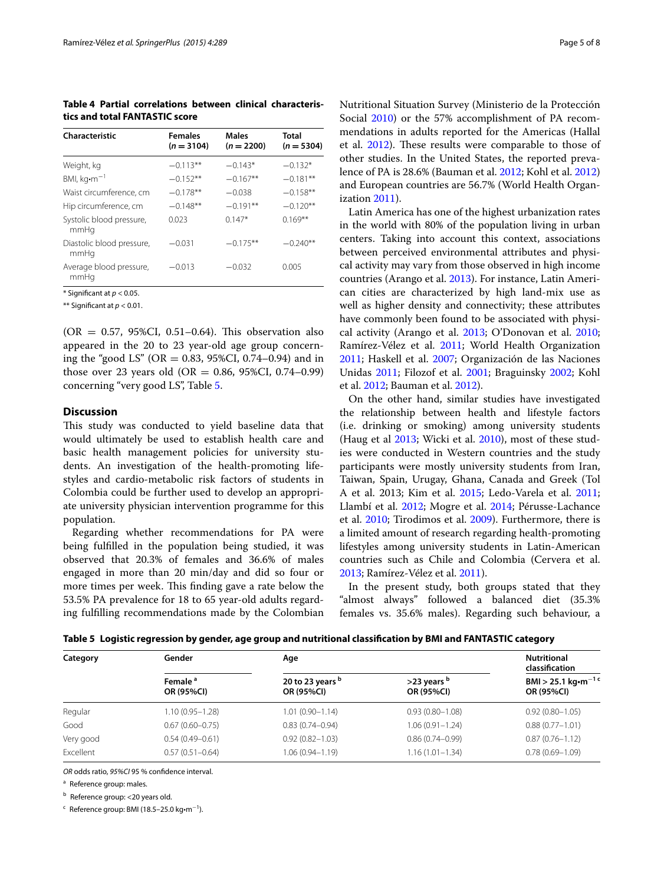**Table 4 Partial correlations between clinical characteristics and total FANTASTIC score**

| Characteristic | Females ($n = 3104$) | Males ($n = 2200$) | Total ($n = 5304$) |
|---|---|---|---|
| Weight, kg | −0.113** | −0.143* | −0.132* |
| BMI, kg•m$^{-1}$ | −0.152** | −0.167** | −0.181** |
| Waist circumference, cm | −0.178** | −0.038 | −0.158** |
| Hip circumference, cm | −0.148** | −0.191** | −0.120** |
| Systolic blood pressure, mmHg | 0.023 | 0.147* | 0.169** |
| Diastolic blood pressure, mmHg | −0.031 | −0.175** | −0.240** |
| Average blood pressure, mmHg | −0.013 | −0.032 | 0.005 |

* Significant at $p < 0.05$.

** Significant at $p < 0.01$.

(OR = 0.57, 95%CI, 0.51–0.64). This observation also appeared in the 20 to 23 year-old age group concerning the "good LS" (OR = 0.83, 95%CI, 0.74–0.94) and in those over 23 years old (OR = 0.86, 95%CI, 0.74–0.99) concerning "very good LS", Table 5.

## Discussion

This study was conducted to yield baseline data that would ultimately be used to establish health care and basic health management policies for university students. An investigation of the health-promoting lifestyles and cardio-metabolic risk factors of students in Colombia could be further used to develop an appropriate university physician intervention programme for this population.

Regarding whether recommendations for PA were being fulfilled in the population being studied, it was observed that 20.3% of females and 36.6% of males engaged in more than 20 min/day and did so four or more times per week. This finding gave a rate below the 53.5% PA prevalence for 18 to 65 year-old adults regarding fulfilling recommendations made by the Colombian Nutritional Situation Survey (Ministerio de la Protección Social 2010) or the 57% accomplishment of PA recommendations in adults reported for the Americas (Hallal et al. 2012). These results were comparable to those of other studies. In the United States, the reported prevalence of PA is 28.6% (Bauman et al. 2012; Kohl et al. 2012) and European countries are 56.7% (World Health Organization 2011).

Latin America has one of the highest urbanization rates in the world with 80% of the population living in urban centers. Taking into account this context, associations between perceived environmental attributes and physical activity may vary from those observed in high income countries (Arango et al. 2013). For instance, Latin American cities are characterized by high land-mix use as well as higher density and connectivity; these attributes have commonly been found to be associated with physical activity (Arango et al. 2013; O'Donovan et al. 2010; Ramírez-Vélez et al. 2011; World Health Organization 2011; Haskell et al. 2007; Organización de las Naciones Unidas 2011; Filozof et al. 2001; Braguinsky 2002; Kohl et al. 2012; Bauman et al. 2012).

On the other hand, similar studies have investigated the relationship between health and lifestyle factors (i.e. drinking or smoking) among university students (Haug et al 2013; Wicki et al. 2010), most of these studies were conducted in Western countries and the study participants were mostly university students from Iran, Taiwan, Spain, Urugay, Ghana, Canada and Greek (Tol A et al. 2013; Kim et al. 2015; Ledo-Varela et al. 2011; Llambí et al. 2012; Mogre et al. 2014; Pérusse-Lachance et al. 2010; Tirodimos et al. 2009). Furthermore, there is a limited amount of research regarding health-promoting lifestyles among university students in Latin-American countries such as Chile and Colombia (Cervera et al. 2013; Ramírez-Vélez et al. 2011).

In the present study, both groups stated that they "almost always" followed a balanced diet (35.3% females vs. 35.6% males). Regarding such behaviour, a

**Table 5 Logistic regression by gender, age group and nutritional classification by BMI and FANTASTIC category**

| Category | Gender | Age | | Nutritional classification |
|---|---|---|---|---|
| | Female [a] OR (95%CI) | 20 to 23 years [b] OR (95%CI) | >23 years [b] OR (95%CI) | BMI > 25.1 kg•m$^{-1}$ [c] OR (95%CI) |
| Regular | 1.10 (0.95–1.28) | 1.01 (0.90–1.14) | 0.93 (0.80–1.08) | 0.92 (0.80–1.05) |
| Good | 0.67 (0.60–0.75) | 0.83 (0.74–0.94) | 1.06 (0.91–1.24) | 0.88 (0.77–1.01) |
| Very good | 0.54 (0.49–0.61) | 0.92 (0.82–1.03) | 0.86 (0.74–0.99) | 0.87 (0.76–1.12) |
| Excellent | 0.57 (0.51–0.64) | 1.06 (0.94–1.19) | 1.16 (1.01–1.34) | 0.78 (0.69–1.09) |

*OR* odds ratio, *95%CI* 95 % confidence interval.

[a] Reference group: males.

[b] Reference group: <20 years old.

[c] Reference group: BMI (18.5–25.0 kg•m$^{-1}$).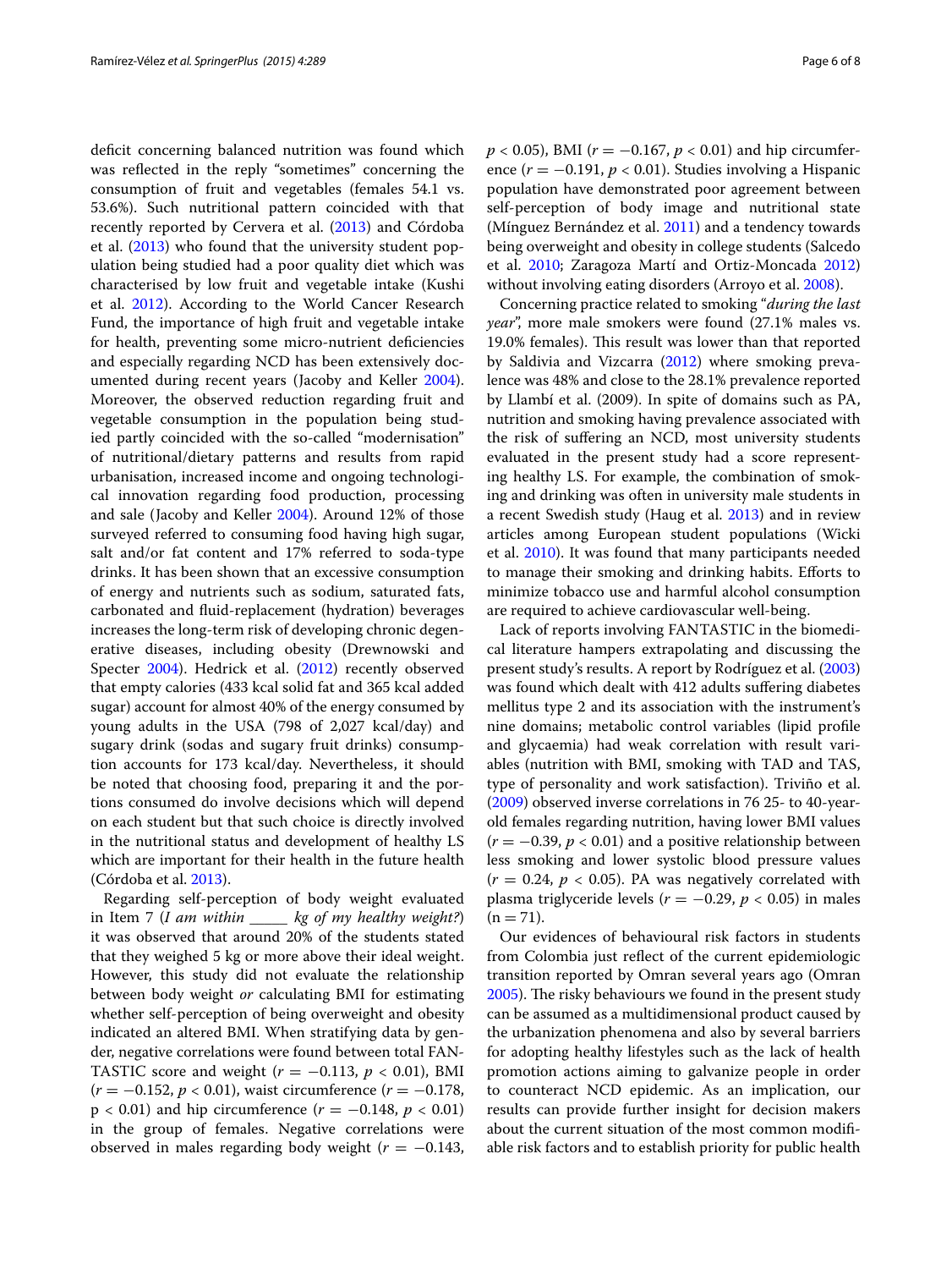deficit concerning balanced nutrition was found which was reflected in the reply "sometimes" concerning the consumption of fruit and vegetables (females 54.1 vs. 53.6%). Such nutritional pattern coincided with that recently reported by Cervera et al. (2013) and Córdoba et al. (2013) who found that the university student population being studied had a poor quality diet which was characterised by low fruit and vegetable intake (Kushi et al. 2012). According to the World Cancer Research Fund, the importance of high fruit and vegetable intake for health, preventing some micro-nutrient deficiencies and especially regarding NCD has been extensively documented during recent years (Jacoby and Keller 2004). Moreover, the observed reduction regarding fruit and vegetable consumption in the population being studied partly coincided with the so-called "modernisation" of nutritional/dietary patterns and results from rapid urbanisation, increased income and ongoing technological innovation regarding food production, processing and sale (Jacoby and Keller 2004). Around 12% of those surveyed referred to consuming food having high sugar, salt and/or fat content and 17% referred to soda-type drinks. It has been shown that an excessive consumption of energy and nutrients such as sodium, saturated fats, carbonated and fluid-replacement (hydration) beverages increases the long-term risk of developing chronic degenerative diseases, including obesity (Drewnowski and Specter 2004). Hedrick et al. (2012) recently observed that empty calories (433 kcal solid fat and 365 kcal added sugar) account for almost 40% of the energy consumed by young adults in the USA (798 of 2,027 kcal/day) and sugary drink (sodas and sugary fruit drinks) consumption accounts for 173 kcal/day. Nevertheless, it should be noted that choosing food, preparing it and the portions consumed do involve decisions which will depend on each student but that such choice is directly involved in the nutritional status and development of healthy LS which are important for their health in the future health (Córdoba et al. 2013).

Regarding self-perception of body weight evaluated in Item 7 (*I am within \_\_\_\_\_ kg of my healthy weight?*) it was observed that around 20% of the students stated that they weighed 5 kg or more above their ideal weight. However, this study did not evaluate the relationship between body weight *or* calculating BMI for estimating whether self-perception of being overweight and obesity indicated an altered BMI. When stratifying data by gender, negative correlations were found between total FANTASTIC score and weight ($r = -0.113$, $p < 0.01$), BMI ($r = -0.152$, $p < 0.01$), waist circumference ($r = -0.178$, $p < 0.01$) and hip circumference ($r = -0.148$, $p < 0.01$) in the group of females. Negative correlations were observed in males regarding body weight ($r = -0.143$, $p < 0.05$), BMI ($r = -0.167$, $p < 0.01$) and hip circumference ($r = -0.191$, $p < 0.01$). Studies involving a Hispanic population have demonstrated poor agreement between self-perception of body image and nutritional state (Mínguez Bernández et al. 2011) and a tendency towards being overweight and obesity in college students (Salcedo et al. 2010; Zaragoza Martí and Ortiz-Moncada 2012) without involving eating disorders (Arroyo et al. 2008).

Concerning practice related to smoking "*during the last year*", more male smokers were found (27.1% males vs. 19.0% females). This result was lower than that reported by Saldivia and Vizcarra (2012) where smoking prevalence was 48% and close to the 28.1% prevalence reported by Llambí et al. (2009). In spite of domains such as PA, nutrition and smoking having prevalence associated with the risk of suffering an NCD, most university students evaluated in the present study had a score representing healthy LS. For example, the combination of smoking and drinking was often in university male students in a recent Swedish study (Haug et al. 2013) and in review articles among European student populations (Wicki et al. 2010). It was found that many participants needed to manage their smoking and drinking habits. Efforts to minimize tobacco use and harmful alcohol consumption are required to achieve cardiovascular well-being.

Lack of reports involving FANTASTIC in the biomedical literature hampers extrapolating and discussing the present study's results. A report by Rodríguez et al. (2003) was found which dealt with 412 adults suffering diabetes mellitus type 2 and its association with the instrument's nine domains; metabolic control variables (lipid profile and glycaemia) had weak correlation with result variables (nutrition with BMI, smoking with TAD and TAS, type of personality and work satisfaction). Triviño et al. (2009) observed inverse correlations in 76 25- to 40-year-old females regarding nutrition, having lower BMI values ($r = -0.39$, $p < 0.01$) and a positive relationship between less smoking and lower systolic blood pressure values ($r = 0.24$, $p < 0.05$). PA was negatively correlated with plasma triglyceride levels ($r = -0.29$, $p < 0.05$) in males ($n = 71$).

Our evidences of behavioural risk factors in students from Colombia just reflect of the current epidemiologic transition reported by Omran several years ago (Omran 2005). The risky behaviours we found in the present study can be assumed as a multidimensional product caused by the urbanization phenomena and also by several barriers for adopting healthy lifestyles such as the lack of health promotion actions aiming to galvanize people in order to counteract NCD epidemic. As an implication, our results can provide further insight for decision makers about the current situation of the most common modifiable risk factors and to establish priority for public health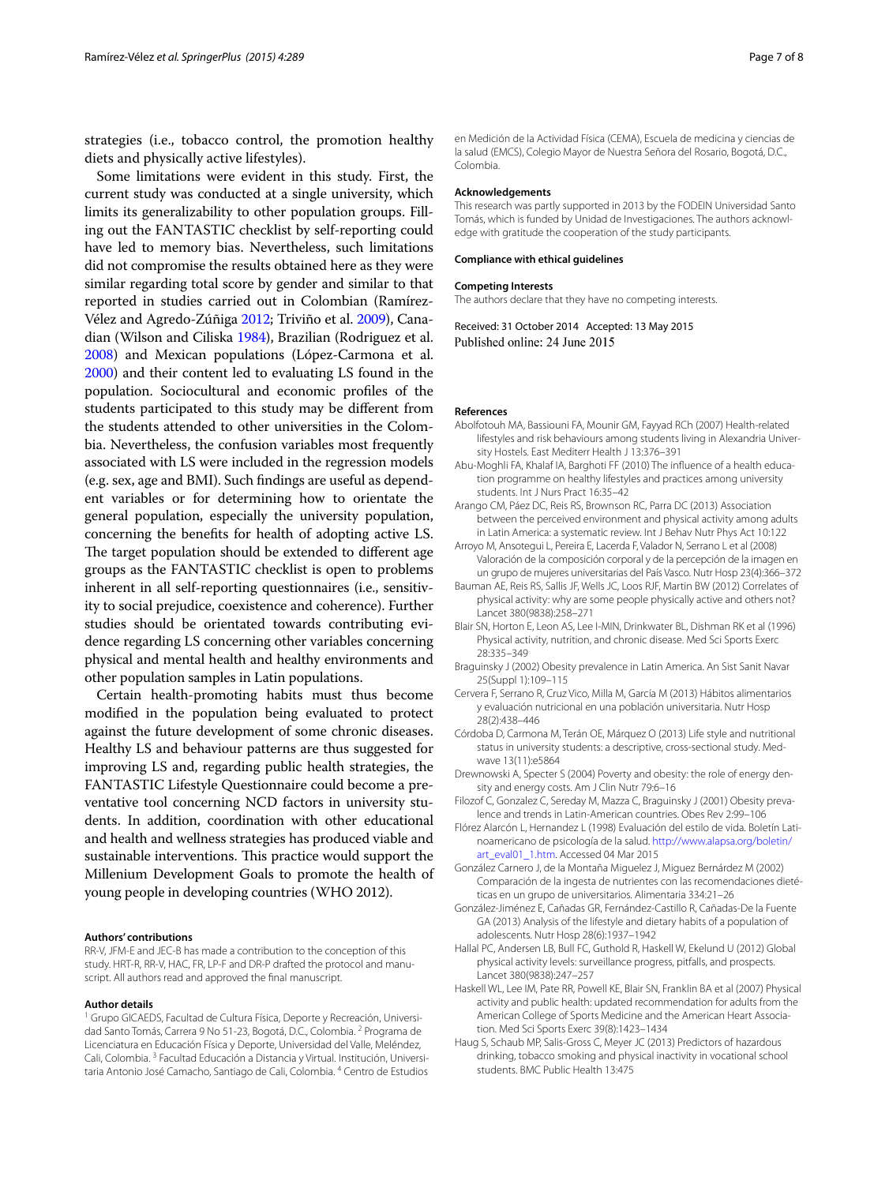strategies (i.e., tobacco control, the promotion healthy diets and physically active lifestyles).

Some limitations were evident in this study. First, the current study was conducted at a single university, which limits its generalizability to other population groups. Filling out the FANTASTIC checklist by self-reporting could have led to memory bias. Nevertheless, such limitations did not compromise the results obtained here as they were similar regarding total score by gender and similar to that reported in studies carried out in Colombian (Ramírez-Vélez and Agredo-Zúñiga 2012; Triviño et al. 2009), Canadian (Wilson and Ciliska 1984), Brazilian (Rodriguez et al. 2008) and Mexican populations (López-Carmona et al. 2000) and their content led to evaluating LS found in the population. Sociocultural and economic profiles of the students participated to this study may be different from the students attended to other universities in the Colombia. Nevertheless, the confusion variables most frequently associated with LS were included in the regression models (e.g. sex, age and BMI). Such findings are useful as dependent variables or for determining how to orientate the general population, especially the university population, concerning the benefits for health of adopting active LS. The target population should be extended to different age groups as the FANTASTIC checklist is open to problems inherent in all self-reporting questionnaires (i.e., sensitivity to social prejudice, coexistence and coherence). Further studies should be orientated towards contributing evidence regarding LS concerning other variables concerning physical and mental health and healthy environments and other population samples in Latin populations.

Certain health-promoting habits must thus become modified in the population being evaluated to protect against the future development of some chronic diseases. Healthy LS and behaviour patterns are thus suggested for improving LS and, regarding public health strategies, the FANTASTIC Lifestyle Questionnaire could become a preventative tool concerning NCD factors in university students. In addition, coordination with other educational and health and wellness strategies has produced viable and sustainable interventions. This practice would support the Millenium Development Goals to promote the health of young people in developing countries (WHO 2012).

#### Authors' contributions

RR-V, JFM-E and JEC-B has made a contribution to the conception of this study. HRT-R, RR-V, HAC, FR, LP-F and DR-P drafted the protocol and manuscript. All authors read and approved the final manuscript.

#### Author details

[1] Grupo GICAEDS, Facultad de Cultura Física, Deporte y Recreación, Universidad Santo Tomás, Carrera 9 No 51-23, Bogotá, D.C., Colombia. [2] Programa de Licenciatura en Educación Física y Deporte, Universidad del Valle, Meléndez, Cali, Colombia. [3] Facultad Educación a Distancia y Virtual. Institución, Universitaria Antonio José Camacho, Santiago de Cali, Colombia. [4] Centro de Estudios en Medición de la Actividad Física (CEMA), Escuela de medicina y ciencias de la salud (EMCS), Colegio Mayor de Nuestra Señora del Rosario, Bogotá, D.C., Colombia.

#### Acknowledgements

This research was partly supported in 2013 by the FODEIN Universidad Santo Tomás, which is funded by Unidad de Investigaciones. The authors acknowledge with gratitude the cooperation of the study participants.

#### Compliance with ethical guidelines

#### Competing Interests

The authors declare that they have no competing interests.

Received: 31 October 2014 Accepted: 13 May 2015
Published online: 24 June 2015

#### References

- Abolfotouh MA, Bassiouni FA, Mounir GM, Fayyad RCh (2007) Health-related lifestyles and risk behaviours among students living in Alexandria University Hostels. East Mediterr Health J 13:376–391
- Abu-Moghli FA, Khalaf IA, Barghoti FF (2010) The influence of a health education programme on healthy lifestyles and practices among university students. Int J Nurs Pract 16:35–42
- Arango CM, Páez DC, Reis RS, Brownson RC, Parra DC (2013) Association between the perceived environment and physical activity among adults in Latin America: a systematic review. Int J Behav Nutr Phys Act 10:122
- Arroyo M, Ansotegui L, Pereira E, Lacerda F, Valador N, Serrano L et al (2008) Valoración de la composición corporal y de la percepción de la imagen en un grupo de mujeres universitarias del País Vasco. Nutr Hosp 23(4):366–372
- Bauman AE, Reis RS, Sallis JF, Wells JC, Loos RJF, Martin BW (2012) Correlates of physical activity: why are some people physically active and others not? Lancet 380(9838):258–271
- Blair SN, Horton E, Leon AS, Lee I-MIN, Drinkwater BL, Dishman RK et al (1996) Physical activity, nutrition, and chronic disease. Med Sci Sports Exerc 28:335–349
- Braguinsky J (2002) Obesity prevalence in Latin America. An Sist Sanit Navar 25(Suppl 1):109–115
- Cervera F, Serrano R, Cruz Vico, Milla M, García M (2013) Hábitos alimentarios y evaluación nutricional en una población universitaria. Nutr Hosp 28(2):438–446
- Córdoba D, Carmona M, Terán OE, Márquez O (2013) Life style and nutritional status in university students: a descriptive, cross-sectional study. Medwave 13(11):e5864
- Drewnowski A, Specter S (2004) Poverty and obesity: the role of energy density and energy costs. Am J Clin Nutr 79:6–16
- Filozof C, Gonzalez C, Sereday M, Mazza C, Braguinsky J (2001) Obesity prevalence and trends in Latin-American countries. Obes Rev 2:99–106
- Flórez Alarcón L, Hernandez L (1998) Evaluación del estilo de vida. Boletín Latinoamericano de psicología de la salud. http://www.alapsa.org/boletin/art_eval01_1.htm. Accessed 04 Mar 2015
- González Carnero J, de la Montaña Miguelez J, Miguez Bernárdez M (2002) Comparación de la ingesta de nutrientes con las recomendaciones dietéticas en un grupo de universitarios. Alimentaria 334:21–26
- González-Jiménez E, Cañadas GR, Fernández-Castillo R, Cañadas-De la Fuente GA (2013) Analysis of the lifestyle and dietary habits of a population of adolescents. Nutr Hosp 28(6):1937–1942
- Hallal PC, Andersen LB, Bull FC, Guthold R, Haskell W, Ekelund U (2012) Global physical activity levels: surveillance progress, pitfalls, and prospects. Lancet 380(9838):247–257
- Haskell WL, Lee IM, Pate RR, Powell KE, Blair SN, Franklin BA et al (2007) Physical activity and public health: updated recommendation for adults from the American College of Sports Medicine and the American Heart Association. Med Sci Sports Exerc 39(8):1423–1434
- Haug S, Schaub MP, Salis-Gross C, Meyer JC (2013) Predictors of hazardous drinking, tobacco smoking and physical inactivity in vocational school students. BMC Public Health 13:475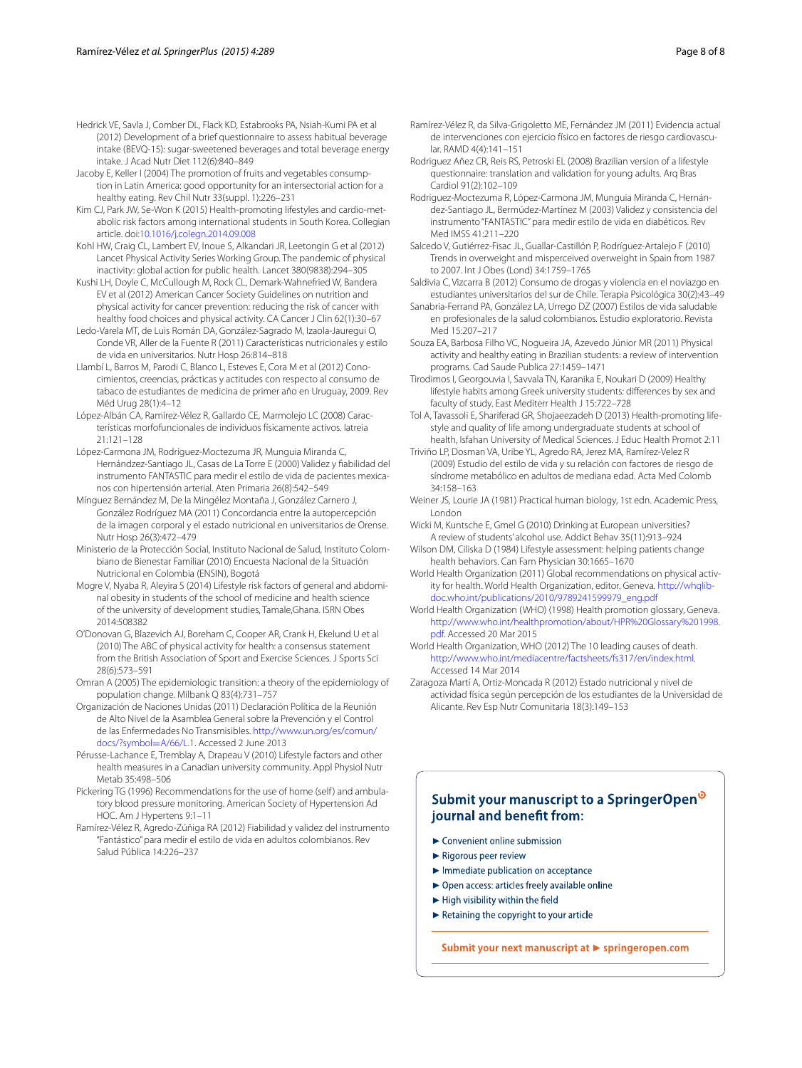Hedrick VE, Savla J, Comber DL, Flack KD, Estabrooks PA, Nsiah-Kumi PA et al (2012) Development of a brief questionnaire to assess habitual beverage intake (BEVQ-15): sugar-sweetened beverages and total beverage energy intake. J Acad Nutr Diet 112(6):840–849

Jacoby E, Keller I (2004) The promotion of fruits and vegetables consumption in Latin America: good opportunity for an intersectorial action for a healthy eating. Rev Chil Nutr 33(suppl. 1):226–231

Kim CJ, Park JW, Se-Won K (2015) Health-promoting lifestyles and cardio-metabolic risk factors among international students in South Korea. Collegian article. doi:10.1016/j.colegn.2014.09.008

Kohl HW, Craig CL, Lambert EV, Inoue S, Alkandari JR, Leetongin G et al (2012) Lancet Physical Activity Series Working Group. The pandemic of physical inactivity: global action for public health. Lancet 380(9838):294–305

Kushi LH, Doyle C, McCullough M, Rock CL, Demark-Wahnefried W, Bandera EV et al (2012) American Cancer Society Guidelines on nutrition and physical activity for cancer prevention: reducing the risk of cancer with healthy food choices and physical activity. CA Cancer J Clin 62(1):30–67

Ledo-Varela MT, de Luis Román DA, González-Sagrado M, Izaola-Jauregui O, Conde VR, Aller de la Fuente R (2011) Características nutricionales y estilo de vida en universitarios. Nutr Hosp 26:814–818

Llambí L, Barros M, Parodi C, Blanco L, Esteves E, Cora M et al (2012) Conocimientos, creencias, prácticas y actitudes con respecto al consumo de tabaco de estudiantes de medicina de primer año en Uruguay, 2009. Rev Méd Urug 28(1):4–12

López-Albán CA, Ramírez-Vélez R, Gallardo CE, Marmolejo LC (2008) Características morfofuncionales de individuos físicamente activos. Iatreia 21:121–128

López-Carmona JM, Rodríguez-Moctezuma JR, Munguia Miranda C, Hernández-Santiago JL, Casas de La Torre E (2000) Validez y fiabilidad del instrumento FANTASTIC para medir el estilo de vida de pacientes mexicanos con hipertensión arterial. Aten Primaria 26(8):542–549

Mínguez Bernández M, De la Mingélez Montaña J, González Carnero J, González Rodríguez MA (2011) Concordancia entre la autopercepción de la imagen corporal y el estado nutricional en universitarios de Orense. Nutr Hosp 26(3):472–479

Ministerio de la Protección Social, Instituto Nacional de Salud, Instituto Colombiano de Bienestar Familiar (2010) Encuesta Nacional de la Situación Nutricional en Colombia (ENSIN), Bogotá

Mogre V, Nyaba R, Aleyira S (2014) Lifestyle risk factors of general and abdominal obesity in students of the school of medicine and health science of the university of development studies, Tamale,Ghana. ISRN Obes 2014:508382

O'Donovan G, Blazevich AJ, Boreham C, Cooper AR, Crank H, Ekelund U et al (2010) The ABC of physical activity for health: a consensus statement from the British Association of Sport and Exercise Sciences. J Sports Sci 28(6):573–591

Omran A (2005) The epidemiologic transition: a theory of the epidemiology of population change. Milbank Q 83(4):731–757

Organización de Naciones Unidas (2011) Declaración Política de la Reunión de Alto Nivel de la Asamblea General sobre la Prevención y el Control de las Enfermedades No Transmisibles. http://www.un.org/es/comun/docs/?symbol=A/66/L.1. Accessed 2 June 2013

Pérusse-Lachance E, Tremblay A, Drapeau V (2010) Lifestyle factors and other health measures in a Canadian university community. Appl Physiol Nutr Metab 35:498–506

Pickering TG (1996) Recommendations for the use of home (self) and ambulatory blood pressure monitoring. American Society of Hypertension Ad HOC. Am J Hypertens 9:1–11

Ramírez-Vélez R, Agredo-Zúñiga RA (2012) Fiabilidad y validez del instrumento "Fantástico" para medir el estilo de vida en adultos colombianos. Rev Salud Pública 14:226–237

Ramírez-Vélez R, da Silva-Grigoletto ME, Fernández JM (2011) Evidencia actual de intervenciones con ejercicio físico en factores de riesgo cardiovascular. RAMD 4(4):141–151

Rodriguez Añez CR, Reis RS, Petroski EL (2008) Brazilian version of a lifestyle questionnaire: translation and validation for young adults. Arq Bras Cardiol 91(2):102–109

Rodriguez-Moctezuma R, López-Carmona JM, Munguia Miranda C, Hernández-Santiago JL, Bermúdez-Martínez M (2003) Validez y consistencia del instrumento "FANTASTIC" para medir estilo de vida en diabéticos. Rev Med IMSS 41:211–220

Salcedo V, Gutiérrez-Fisac JL, Guallar-Castillón P, Rodríguez-Artalejo F (2010) Trends in overweight and misperceived overweight in Spain from 1987 to 2007. Int J Obes (Lond) 34:1759–1765

Saldivia C, Vizcarra B (2012) Consumo de drogas y violencia en el noviazgo en estudiantes universitarios del sur de Chile. Terapia Psicológica 30(2):43–49

Sanabria-Ferrand PA, González LA, Urrego DZ (2007) Estilos de vida saludable en profesionales de la salud colombianos. Estudio exploratorio. Revista Med 15:207–217

Souza EA, Barbosa Filho VC, Nogueira JA, Azevedo Júnior MR (2011) Physical activity and healthy eating in Brazilian students: a review of intervention programs. Cad Saude Publica 27:1459–1471

Tirodimos I, Georgouvia I, Savvala TN, Karanika E, Noukari D (2009) Healthy lifestyle habits among Greek university students: differences by sex and faculty of study. East Mediterr Health J 15:722–728

Tol A, Tavassoli E, Shariferad GR, Shojaeezadeh D (2013) Health-promoting lifestyle and quality of life among undergraduate students at school of health, Isfahan University of Medical Sciences. J Educ Health Promot 2:11

Triviño LP, Dosman VA, Uribe YL, Agredo RA, Jerez MA, Ramírez-Velez R (2009) Estudio del estilo de vida y su relación con factores de riesgo de síndrome metabólico en adultos de mediana edad. Acta Med Colomb 34:158–163

Weiner JS, Lourie JA (1981) Practical human biology, 1st edn. Academic Press, London

Wicki M, Kuntsche E, Gmel G (2010) Drinking at European universities? A review of students' alcohol use. Addict Behav 35(11):913–924

Wilson DM, Ciliska D (1984) Lifestyle assessment: helping patients change health behaviors. Can Fam Physician 30:1665–1670

World Health Organization (2011) Global recommendations on physical activity for health. World Health Organization, editor. Geneva. http://whqlibdoc.who.int/publications/2010/9789241599979_eng.pdf

World Health Organization (WHO) (1998) Health promotion glossary, Geneva. http://www.who.int/healthpromotion/about/HPR%20Glossary%201998.pdf. Accessed 20 Mar 2015

World Health Organization, WHO (2012) The 10 leading causes of death. http://www.who.int/mediacentre/factsheets/fs317/en/index.html. Accessed 14 Mar 2014

Zaragoza Martí A, Ortiz-Moncada R (2012) Estado nutricional y nivel de actividad física según percepción de los estudiantes de la Universidad de Alicante. Rev Esp Nutr Comunitaria 18(3):149–153

**Submit your manuscript to a SpringerOpen journal and benefit from:**

- ► Convenient online submission
- ► Rigorous peer review
- ► Immediate publication on acceptance
- ► Open access: articles freely available online
- ► High visibility within the field
- ► Retaining the copyright to your article

**Submit your next manuscript at ► springeropen.com**